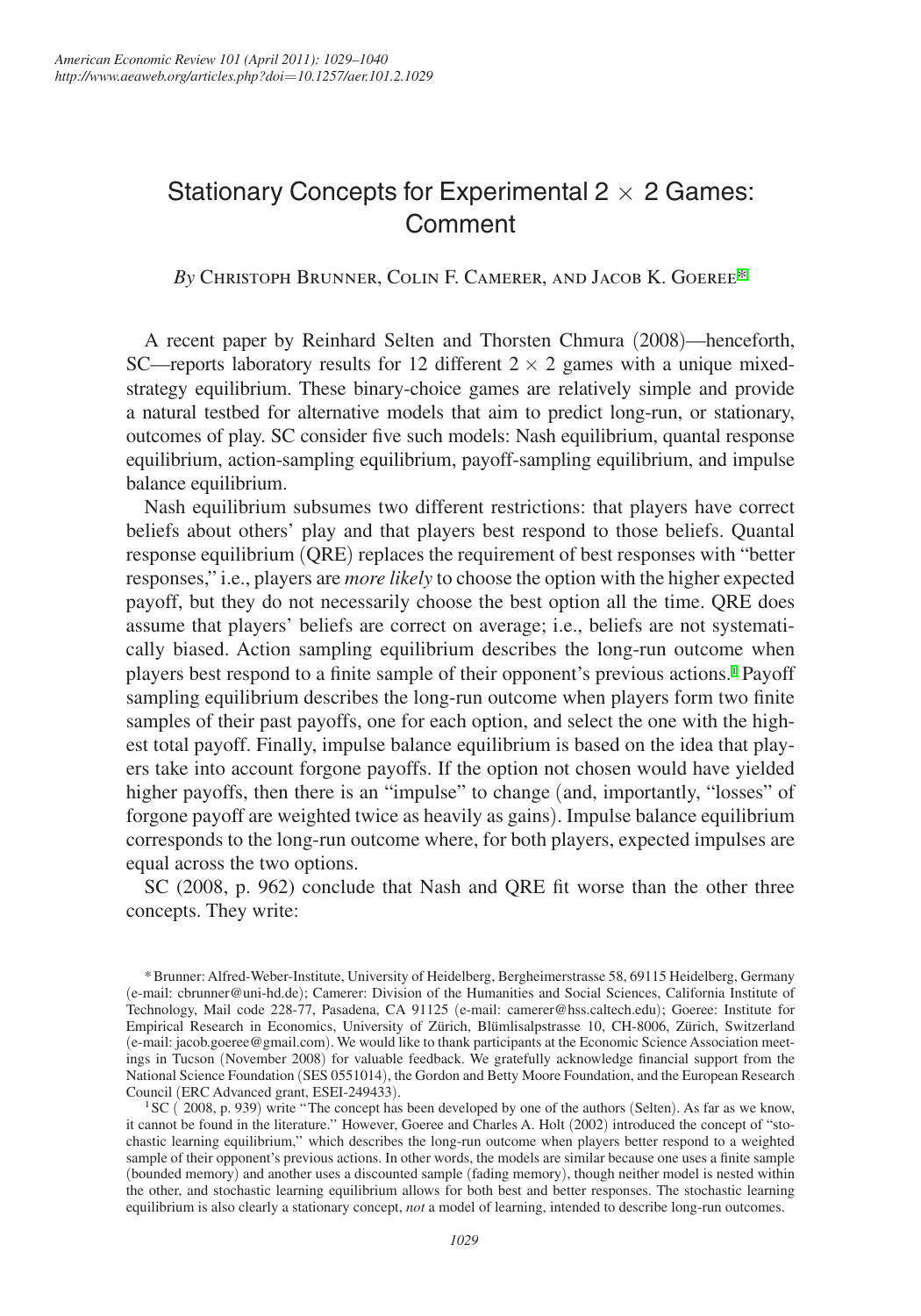# Stationary Concepts for Experimental 2 × 2 Games: Comment

*By* Christoph Brunner, Colin F. Camerer, and Jacob K. Goeree[*]

A recent paper by Reinhard Selten and Thorsten Chmura (2008)—henceforth, SC—reports laboratory results for 12 different 2 × 2 games with a unique mixed-strategy equilibrium. These binary-choice games are relatively simple and provide a natural testbed for alternative models that aim to predict long-run, or stationary, outcomes of play. SC consider five such models: Nash equilibrium, quantal response equilibrium, action-sampling equilibrium, payoff-sampling equilibrium, and impulse balance equilibrium.

Nash equilibrium subsumes two different restrictions: that players have correct beliefs about others' play and that players best respond to those beliefs. Quantal response equilibrium (QRE) replaces the requirement of best responses with "better responses," i.e., players are *more likely* to choose the option with the higher expected payoff, but they do not necessarily choose the best option all the time. QRE does assume that players' beliefs are correct on average; i.e., beliefs are not systematically biased. Action sampling equilibrium describes the long-run outcome when players best respond to a finite sample of their opponent's previous actions.[1] Payoff sampling equilibrium describes the long-run outcome when players form two finite samples of their past payoffs, one for each option, and select the one with the highest total payoff. Finally, impulse balance equilibrium is based on the idea that players take into account forgone payoffs. If the option not chosen would have yielded higher payoffs, then there is an "impulse" to change (and, importantly, "losses" of forgone payoff are weighted twice as heavily as gains). Impulse balance equilibrium corresponds to the long-run outcome where, for both players, expected impulses are equal across the two options.

SC (2008, p. 962) conclude that Nash and QRE fit worse than the other three concepts. They write:

---

[*] Brunner: Alfred-Weber-Institute, University of Heidelberg, Bergheimerstrasse 58, 69115 Heidelberg, Germany (e-mail: cbrunner@uni-hd.de); Camerer: Division of the Humanities and Social Sciences, California Institute of Technology, Mail code 228-77, Pasadena, CA 91125 (e-mail: camerer@hss.caltech.edu); Goeree: Institute for Empirical Research in Economics, University of Zürich, Blümlisalpstrasse 10, CH-8006, Zürich, Switzerland (e-mail: jacob.goeree@gmail.com). We would like to thank participants at the Economic Science Association meetings in Tucson (November 2008) for valuable feedback. We gratefully acknowledge financial support from the National Science Foundation (SES 0551014), the Gordon and Betty Moore Foundation, and the European Research Council (ERC Advanced grant, ESEI-249433).

[1] SC ( 2008, p. 939) write "The concept has been developed by one of the authors (Selten). As far as we know, it cannot be found in the literature." However, Goeree and Charles A. Holt (2002) introduced the concept of "stochastic learning equilibrium," which describes the long-run outcome when players better respond to a weighted sample of their opponent's previous actions. In other words, the models are similar because one uses a finite sample (bounded memory) and another uses a discounted sample (fading memory), though neither model is nested within the other, and stochastic learning equilibrium allows for both best and better responses. The stochastic learning equilibrium is also clearly a stationary concept, *not* a model of learning, intended to describe long-run outcomes.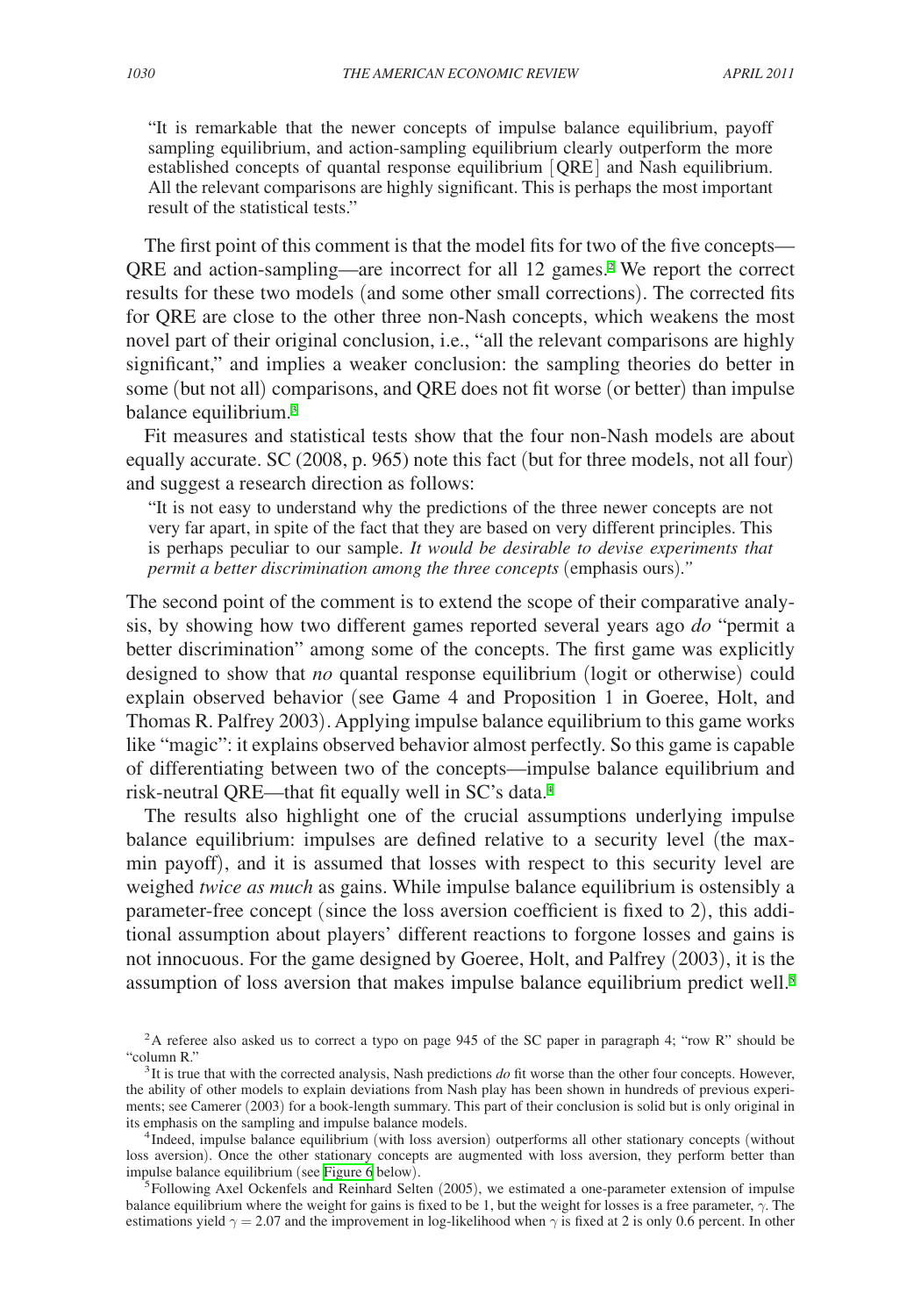"It is remarkable that the newer concepts of impulse balance equilibrium, payoff sampling equilibrium, and action-sampling equilibrium clearly outperform the more established concepts of quantal response equilibrium [QRE] and Nash equilibrium. All the relevant comparisons are highly significant. This is perhaps the most important result of the statistical tests."

The first point of this comment is that the model fits for two of the five concepts—QRE and action-sampling—are incorrect for all 12 games.[2] We report the correct results for these two models (and some other small corrections). The corrected fits for QRE are close to the other three non-Nash concepts, which weakens the most novel part of their original conclusion, i.e., "all the relevant comparisons are highly significant," and implies a weaker conclusion: the sampling theories do better in some (but not all) comparisons, and QRE does not fit worse (or better) than impulse balance equilibrium.[3]

Fit measures and statistical tests show that the four non-Nash models are about equally accurate. SC (2008, p. 965) note this fact (but for three models, not all four) and suggest a research direction as follows:

"It is not easy to understand why the predictions of the three newer concepts are not very far apart, in spite of the fact that they are based on very different principles. This is perhaps peculiar to our sample. *It would be desirable to devise experiments that permit a better discrimination among the three concepts* (emphasis ours)."

The second point of the comment is to extend the scope of their comparative analysis, by showing how two different games reported several years ago *do* "permit a better discrimination" among some of the concepts. The first game was explicitly designed to show that *no* quantal response equilibrium (logit or otherwise) could explain observed behavior (see Game 4 and Proposition 1 in Goeree, Holt, and Thomas R. Palfrey 2003). Applying impulse balance equilibrium to this game works like "magic": it explains observed behavior almost perfectly. So this game is capable of differentiating between two of the concepts—impulse balance equilibrium and risk-neutral QRE—that fit equally well in SC's data.[4]

The results also highlight one of the crucial assumptions underlying impulse balance equilibrium: impulses are defined relative to a security level (the maxmin payoff), and it is assumed that losses with respect to this security level are weighed *twice as much* as gains. While impulse balance equilibrium is ostensibly a parameter-free concept (since the loss aversion coefficient is fixed to 2), this additional assumption about players' different reactions to forgone losses and gains is not innocuous. For the game designed by Goeree, Holt, and Palfrey (2003), it is the assumption of loss aversion that makes impulse balance equilibrium predict well.[5]

[2] A referee also asked us to correct a typo on page 945 of the SC paper in paragraph 4; "row R" should be "column R."

[3] It is true that with the corrected analysis, Nash predictions *do* fit worse than the other four concepts. However, the ability of other models to explain deviations from Nash play has been shown in hundreds of previous experiments; see Camerer (2003) for a book-length summary. This part of their conclusion is solid but is only original in its emphasis on the sampling and impulse balance models.

[4] Indeed, impulse balance equilibrium (with loss aversion) outperforms all other stationary concepts (without loss aversion). Once the other stationary concepts are augmented with loss aversion, they perform better than impulse balance equilibrium (see Figure 6 below).

[5] Following Axel Ockenfels and Reinhard Selten (2005), we estimated a one-parameter extension of impulse balance equilibrium where the weight for gains is fixed to be 1, but the weight for losses is a free parameter, $\gamma$. The estimations yield $\gamma = 2.07$ and the improvement in log-likelihood when $\gamma$ is fixed at 2 is only 0.6 percent. In other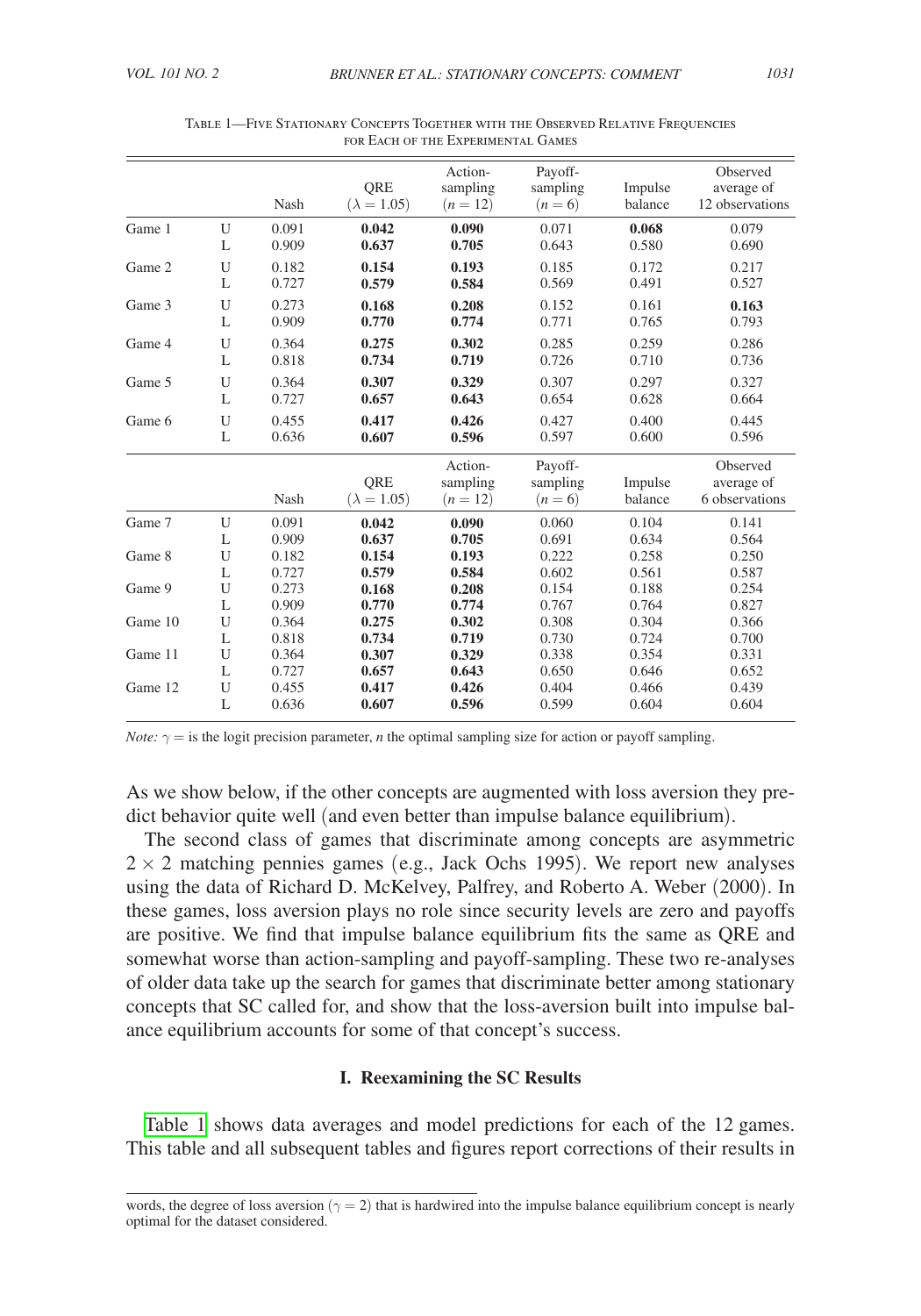Table 1—Five Stationary Concepts Together with the Observed Relative Frequencies for Each of the Experimental Games

| | | Nash | QRE ($\lambda = 1.05$) | Action-sampling ($n = 12$) | Payoff-sampling ($n = 6$) | Impulse balance | Observed average of 12 observations |
|---|---|---|---|---|---|---|---|
| Game 1 | U | 0.091 | **0.042** | **0.090** | 0.071 | **0.068** | 0.079 |
| | L | 0.909 | **0.637** | **0.705** | 0.643 | 0.580 | 0.690 |
| Game 2 | U | 0.182 | **0.154** | **0.193** | 0.185 | 0.172 | 0.217 |
| | L | 0.727 | **0.579** | **0.584** | 0.569 | 0.491 | 0.527 |
| Game 3 | U | 0.273 | **0.168** | **0.208** | 0.152 | 0.161 | **0.163** |
| | L | 0.909 | **0.770** | **0.774** | 0.771 | 0.765 | 0.793 |
| Game 4 | U | 0.364 | **0.275** | **0.302** | 0.285 | 0.259 | 0.286 |
| | L | 0.818 | **0.734** | **0.719** | 0.726 | 0.710 | 0.736 |
| Game 5 | U | 0.364 | **0.307** | **0.329** | 0.307 | 0.297 | 0.327 |
| | L | 0.727 | **0.657** | **0.643** | 0.654 | 0.628 | 0.664 |
| Game 6 | U | 0.455 | **0.417** | **0.426** | 0.427 | 0.400 | 0.445 |
| | L | 0.636 | **0.607** | **0.596** | 0.597 | 0.600 | 0.596 |
| | | **Nash** | **QRE ($\lambda = 1.05$)** | **Action-sampling ($n = 12$)** | **Payoff-sampling ($n = 6$)** | **Impulse balance** | **Observed average of 6 observations** |
| Game 7 | U | 0.091 | **0.042** | **0.090** | 0.060 | 0.104 | 0.141 |
| | L | 0.909 | **0.637** | **0.705** | 0.691 | 0.634 | 0.564 |
| Game 8 | U | 0.182 | **0.154** | **0.193** | 0.222 | 0.258 | 0.250 |
| | L | 0.727 | **0.579** | **0.584** | 0.602 | 0.561 | 0.587 |
| Game 9 | U | 0.273 | **0.168** | **0.208** | 0.154 | 0.188 | 0.254 |
| | L | 0.909 | **0.770** | **0.774** | 0.767 | 0.764 | 0.827 |
| Game 10 | U | 0.364 | **0.275** | **0.302** | 0.308 | 0.304 | 0.366 |
| | L | 0.818 | **0.734** | **0.719** | 0.730 | 0.724 | 0.700 |
| Game 11 | U | 0.364 | **0.307** | **0.329** | 0.338 | 0.354 | 0.331 |
| | L | 0.727 | **0.657** | **0.643** | 0.650 | 0.646 | 0.652 |
| Game 12 | U | 0.455 | **0.417** | **0.426** | 0.404 | 0.466 | 0.439 |
| | L | 0.636 | **0.607** | **0.596** | 0.599 | 0.604 | 0.604 |

*Note:* $\gamma =$ is the logit precision parameter, *n* the optimal sampling size for action or payoff sampling.

As we show below, if the other concepts are augmented with loss aversion they predict behavior quite well (and even better than impulse balance equilibrium).

The second class of games that discriminate among concepts are asymmetric $2 \times 2$ matching pennies games (e.g., Jack Ochs 1995). We report new analyses using the data of Richard D. McKelvey, Palfrey, and Roberto A. Weber (2000). In these games, loss aversion plays no role since security levels are zero and payoffs are positive. We find that impulse balance equilibrium fits the same as QRE and somewhat worse than action-sampling and payoff-sampling. These two re-analyses of older data take up the search for games that discriminate better among stationary concepts that SC called for, and show that the loss-aversion built into impulse balance equilibrium accounts for some of that concept's success.

## I. Reexamining the SC Results

Table 1 shows data averages and model predictions for each of the 12 games. This table and all subsequent tables and figures report corrections of their results in

words, the degree of loss aversion ($\gamma = 2$) that is hardwired into the impulse balance equilibrium concept is nearly optimal for the dataset considered.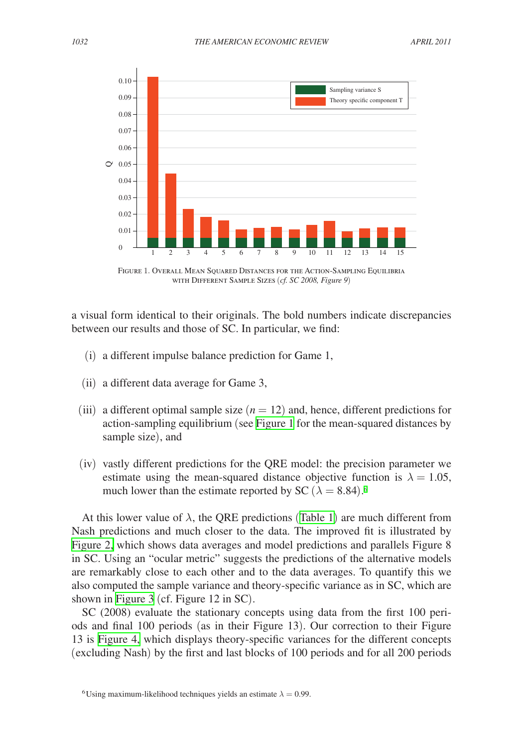FIGURE 1. OVERALL MEAN SQUARED DISTANCES FOR THE ACTION-SAMPLING EQUILIBRIA WITH DIFFERENT SAMPLE SIZES (*cf. SC 2008, Figure 9*)

a visual form identical to their originals. The bold numbers indicate discrepancies between our results and those of SC. In particular, we find:

(i) a different impulse balance prediction for Game 1,

(ii) a different data average for Game 3,

(iii) a different optimal sample size ($n = 12$) and, hence, different predictions for action-sampling equilibrium (see Figure 1 for the mean-squared distances by sample size), and

(iv) vastly different predictions for the QRE model: the precision parameter we estimate using the mean-squared distance objective function is $\lambda = 1.05$, much lower than the estimate reported by SC ($\lambda = 8.84$).[6]

At this lower value of $\lambda$, the QRE predictions (Table 1) are much different from Nash predictions and much closer to the data. The improved fit is illustrated by Figure 2, which shows data averages and model predictions and parallels Figure 8 in SC. Using an "ocular metric" suggests the predictions of the alternative models are remarkably close to each other and to the data averages. To quantify this we also computed the sample variance and theory-specific variance as in SC, which are shown in Figure 3 (cf. Figure 12 in SC).

SC (2008) evaluate the stationary concepts using data from the first 100 periods and final 100 periods (as in their Figure 13). Our correction to their Figure 13 is Figure 4, which displays theory-specific variances for the different concepts (excluding Nash) by the first and last blocks of 100 periods and for all 200 periods

[6] Using maximum-likelihood techniques yields an estimate $\lambda = 0.99$.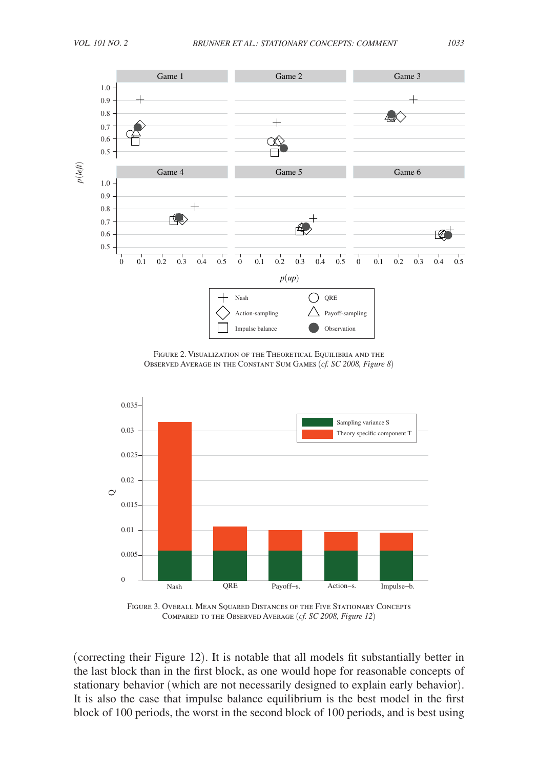Figure 2. Visualization of the Theoretical Equilibria and the Observed Average in the Constant Sum Games (*cf. SC 2008, Figure 8*)

Figure 3. Overall Mean Squared Distances of the Five Stationary Concepts Compared to the Observed Average (*cf. SC 2008, Figure 12*)

(correcting their Figure 12). It is notable that all models fit substantially better in the last block than in the first block, as one would hope for reasonable concepts of stationary behavior (which are not necessarily designed to explain early behavior). It is also the case that impulse balance equilibrium is the best model in the first block of 100 periods, the worst in the second block of 100 periods, and is best using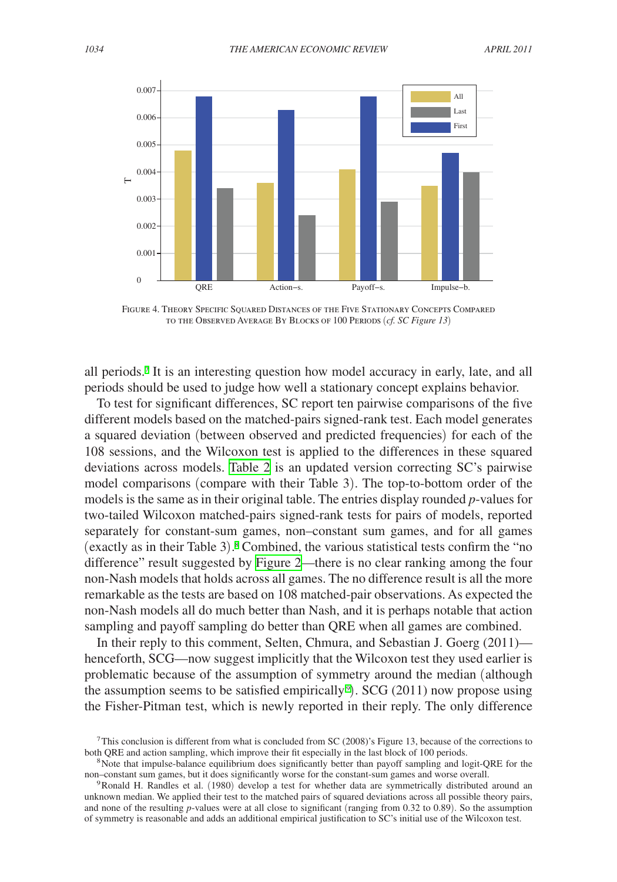FIGURE 4. THEORY SPECIFIC SQUARED DISTANCES OF THE FIVE STATIONARY CONCEPTS COMPARED TO THE OBSERVED AVERAGE BY BLOCKS OF 100 PERIODS (*cf. SC Figure 13*)

all periods.[7] It is an interesting question how model accuracy in early, late, and all periods should be used to judge how well a stationary concept explains behavior.

To test for significant differences, SC report ten pairwise comparisons of the five different models based on the matched-pairs signed-rank test. Each model generates a squared deviation (between observed and predicted frequencies) for each of the 108 sessions, and the Wilcoxon test is applied to the differences in these squared deviations across models. Table 2 is an updated version correcting SC's pairwise model comparisons (compare with their Table 3). The top-to-bottom order of the models is the same as in their original table. The entries display rounded $p$-values for two-tailed Wilcoxon matched-pairs signed-rank tests for pairs of models, reported separately for constant-sum games, non–constant sum games, and for all games (exactly as in their Table 3).[8] Combined, the various statistical tests confirm the "no difference" result suggested by Figure 2—there is no clear ranking among the four non-Nash models that holds across all games. The no difference result is all the more remarkable as the tests are based on 108 matched-pair observations. As expected the non-Nash models all do much better than Nash, and it is perhaps notable that action sampling and payoff sampling do better than QRE when all games are combined.

In their reply to this comment, Selten, Chmura, and Sebastian J. Goerg (2011)—henceforth, SCG—now suggest implicitly that the Wilcoxon test they used earlier is problematic because of the assumption of symmetry around the median (although the assumption seems to be satisfied empirically[9]). SCG (2011) now propose using the Fisher-Pitman test, which is newly reported in their reply. The only difference

[7] This conclusion is different from what is concluded from SC (2008)'s Figure 13, because of the corrections to both QRE and action sampling, which improve their fit especially in the last block of 100 periods.

[8] Note that impulse-balance equilibrium does significantly better than payoff sampling and logit-QRE for the non–constant sum games, but it does significantly worse for the constant-sum games and worse overall.

[9] Ronald H. Randles et al. (1980) develop a test for whether data are symmetrically distributed around an unknown median. We applied their test to the matched pairs of squared deviations across all possible theory pairs, and none of the resulting $p$-values were at all close to significant (ranging from 0.32 to 0.89). So the assumption of symmetry is reasonable and adds an additional empirical justification to SC's initial use of the Wilcoxon test.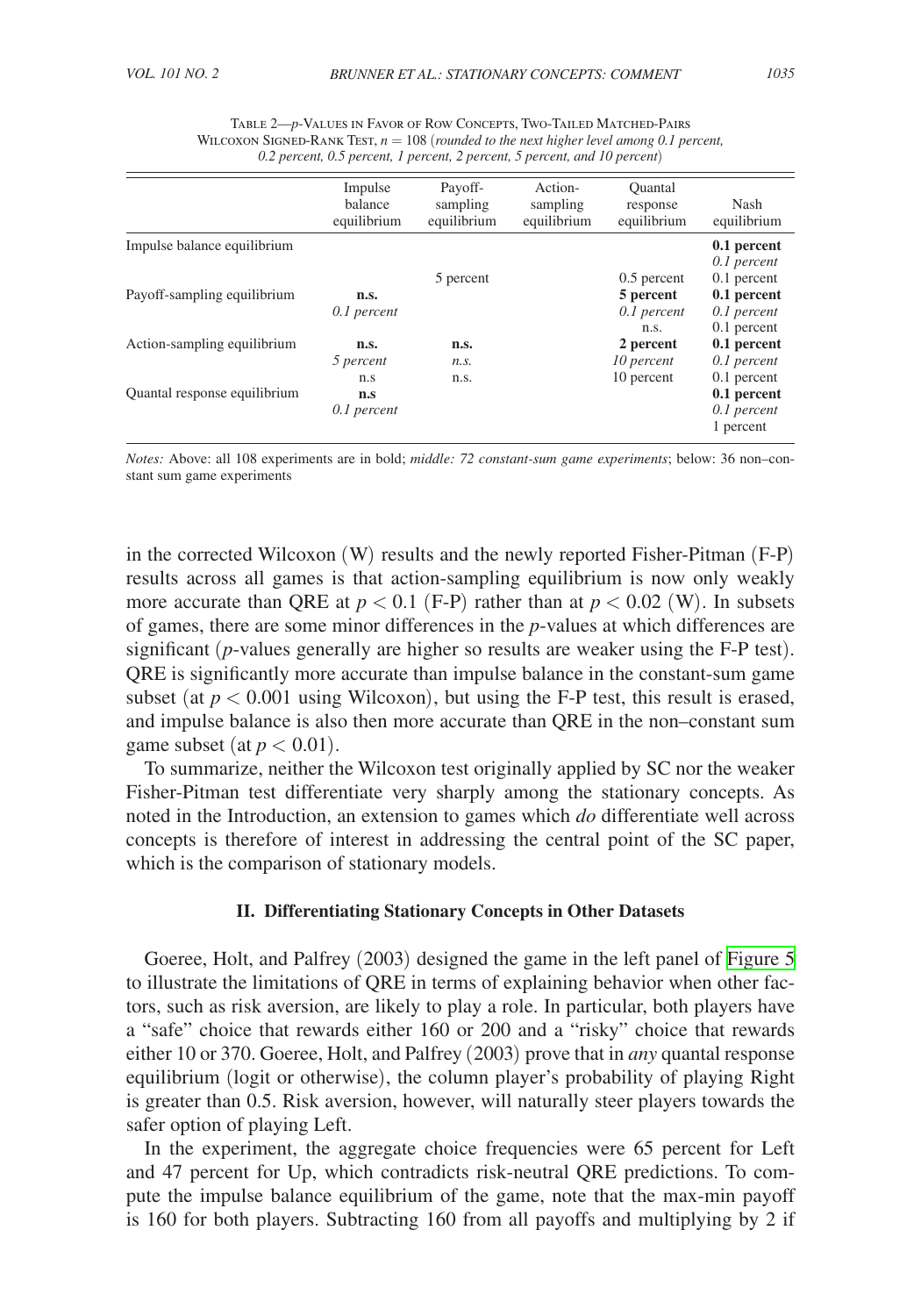Table 2—*p*-Values in Favor of Row Concepts, Two-Tailed Matched-Pairs Wilcoxon Signed-Rank Test, $n = 108$ (*rounded to the next higher level among 0.1 percent, 0.2 percent, 0.5 percent, 1 percent, 2 percent, 5 percent, and 10 percent*)

| | Impulse balance equilibrium | Payoff-sampling equilibrium | Action-sampling equilibrium | Quantal response equilibrium | Nash equilibrium |
|---|---|---|---|---|---|
| Impulse balance equilibrium | | | | | **0.1 percent** |
| | | | | | *0.1 percent* |
| | | 5 percent | | 0.5 percent | 0.1 percent |
| Payoff-sampling equilibrium | **n.s.** | | | **5 percent** | **0.1 percent** |
| | *0.1 percent* | | | *0.1 percent* | *0.1 percent* |
| | | | | n.s. | 0.1 percent |
| Action-sampling equilibrium | **n.s.** | **n.s.** | | **2 percent** | **0.1 percent** |
| | *5 percent* | *n.s.* | | *10 percent* | *0.1 percent* |
| | n.s | n.s. | | 10 percent | 0.1 percent |
| Quantal response equilibrium | **n.s** | | | | **0.1 percent** |
| | *0.1 percent* | | | | *0.1 percent* |
| | | | | | 1 percent |

*Notes:* Above: all 108 experiments are in bold; *middle: 72 constant-sum game experiments*; below: 36 non–constant sum game experiments

in the corrected Wilcoxon (W) results and the newly reported Fisher-Pitman (F-P) results across all games is that action-sampling equilibrium is now only weakly more accurate than QRE at $p < 0.1$ (F-P) rather than at $p < 0.02$ (W). In subsets of games, there are some minor differences in the *p*-values at which differences are significant (*p*-values generally are higher so results are weaker using the F-P test). QRE is significantly more accurate than impulse balance in the constant-sum game subset (at $p < 0.001$ using Wilcoxon), but using the F-P test, this result is erased, and impulse balance is also then more accurate than QRE in the non–constant sum game subset (at $p < 0.01$).

To summarize, neither the Wilcoxon test originally applied by SC nor the weaker Fisher-Pitman test differentiate very sharply among the stationary concepts. As noted in the Introduction, an extension to games which *do* differentiate well across concepts is therefore of interest in addressing the central point of the SC paper, which is the comparison of stationary models.

### II. Differentiating Stationary Concepts in Other Datasets

Goeree, Holt, and Palfrey (2003) designed the game in the left panel of Figure 5 to illustrate the limitations of QRE in terms of explaining behavior when other factors, such as risk aversion, are likely to play a role. In particular, both players have a "safe" choice that rewards either 160 or 200 and a "risky" choice that rewards either 10 or 370. Goeree, Holt, and Palfrey (2003) prove that in *any* quantal response equilibrium (logit or otherwise), the column player's probability of playing Right is greater than 0.5. Risk aversion, however, will naturally steer players towards the safer option of playing Left.

In the experiment, the aggregate choice frequencies were 65 percent for Left and 47 percent for Up, which contradicts risk-neutral QRE predictions. To compute the impulse balance equilibrium of the game, note that the max-min payoff is 160 for both players. Subtracting 160 from all payoffs and multiplying by 2 if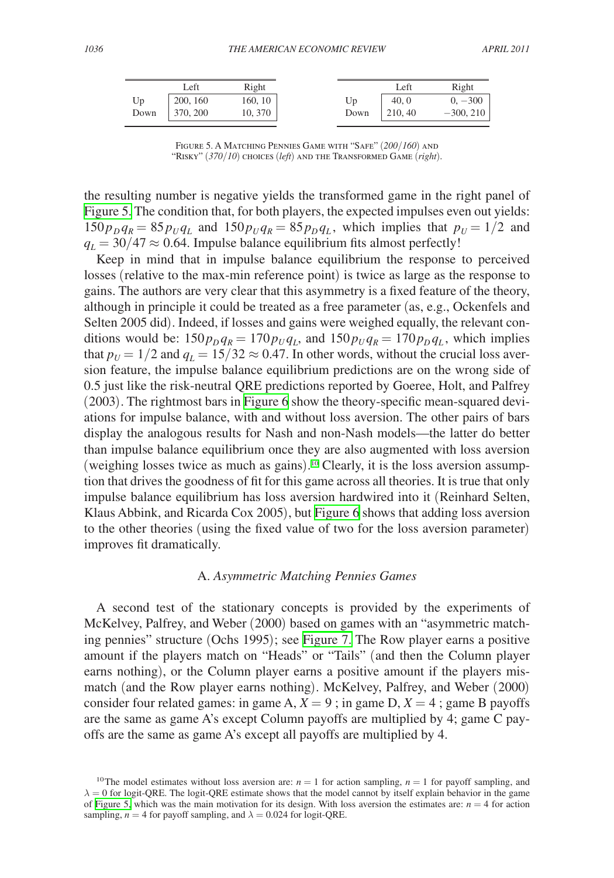|  | Left | Right |
|---|---|---|
| Up | 200, 160 | 160, 10 |
| Down | 370, 200 | 10, 370 |

|  | Left | Right |
|---|---|---|
| Up | 40, 0 | 0, −300 |
| Down | 210, 40 | −300, 210 |

Figure 5. A Matching Pennies Game with "Safe" (*200*/*160*) and "Risky" (*370*/*10*) choices (*left*) and the Transformed Game (*right*).

the resulting number is negative yields the transformed game in the right panel of Figure 5. The condition that, for both players, the expected impulses even out yields: $150 p_D q_R = 85 p_U q_L$ and $150 p_U q_R = 85 p_D q_L$, which implies that $p_U = 1/2$ and $q_L = 30/47 \approx 0.64$. Impulse balance equilibrium fits almost perfectly!

Keep in mind that in impulse balance equilibrium the response to perceived losses (relative to the max-min reference point) is twice as large as the response to gains. The authors are very clear that this asymmetry is a fixed feature of the theory, although in principle it could be treated as a free parameter (as, e.g., Ockenfels and Selten 2005 did). Indeed, if losses and gains were weighed equally, the relevant conditions would be: $150 p_D q_R = 170 p_U q_L$, and $150 p_U q_R = 170 p_D q_L$, which implies that $p_U = 1/2$ and $q_L = 15/32 \approx 0.47$. In other words, without the crucial loss aversion feature, the impulse balance equilibrium predictions are on the wrong side of 0.5 just like the risk-neutral QRE predictions reported by Goeree, Holt, and Palfrey (2003). The rightmost bars in Figure 6 show the theory-specific mean-squared deviations for impulse balance, with and without loss aversion. The other pairs of bars display the analogous results for Nash and non-Nash models—the latter do better than impulse balance equilibrium once they are also augmented with loss aversion (weighing losses twice as much as gains).[10] Clearly, it is the loss aversion assumption that drives the goodness of fit for this game across all theories. It is true that only impulse balance equilibrium has loss aversion hardwired into it (Reinhard Selten, Klaus Abbink, and Ricarda Cox 2005), but Figure 6 shows that adding loss aversion to the other theories (using the fixed value of two for the loss aversion parameter) improves fit dramatically.

### A. *Asymmetric Matching Pennies Games*

A second test of the stationary concepts is provided by the experiments of McKelvey, Palfrey, and Weber (2000) based on games with an "asymmetric matching pennies" structure (Ochs 1995); see Figure 7. The Row player earns a positive amount if the players match on "Heads" or "Tails" (and then the Column player earns nothing), or the Column player earns a positive amount if the players mismatch (and the Row player earns nothing). McKelvey, Palfrey, and Weber (2000) consider four related games: in game A, $X = 9$ ; in game D, $X = 4$ ; game B payoffs are the same as game A's except Column payoffs are multiplied by 4; game C payoffs are the same as game A's except all payoffs are multiplied by 4.

[10] The model estimates without loss aversion are: $n = 1$ for action sampling, $n = 1$ for payoff sampling, and $\lambda = 0$ for logit-QRE. The logit-QRE estimate shows that the model cannot by itself explain behavior in the game of Figure 5, which was the main motivation for its design. With loss aversion the estimates are: $n = 4$ for action sampling, $n = 4$ for payoff sampling, and $\lambda = 0.024$ for logit-QRE.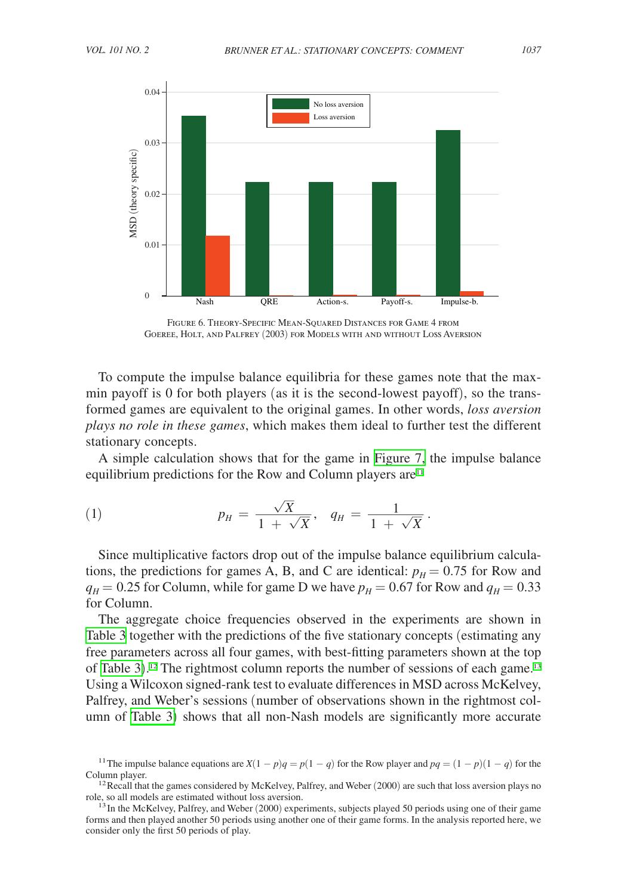FIGURE 6. THEORY-SPECIFIC MEAN-SQUARED DISTANCES FOR GAME 4 FROM GOEREE, HOLT, AND PALFREY (2003) FOR MODELS WITH AND WITHOUT LOSS AVERSION

To compute the impulse balance equilibria for these games note that the max-min payoff is 0 for both players (as it is the second-lowest payoff), so the transformed games are equivalent to the original games. In other words, *loss aversion plays no role in these games*, which makes them ideal to further test the different stationary concepts.

A simple calculation shows that for the game in Figure 7, the impulse balance equilibrium predictions for the Row and Column players are[11]

$$p_H = \frac{\sqrt{X}}{1 + \sqrt{X}}, \quad q_H = \frac{1}{1 + \sqrt{X}}. \tag{1}$$

Since multiplicative factors drop out of the impulse balance equilibrium calculations, the predictions for games A, B, and C are identical: $p_H = 0.75$ for Row and $q_H = 0.25$ for Column, while for game D we have $p_H = 0.67$ for Row and $q_H = 0.33$ for Column.

The aggregate choice frequencies observed in the experiments are shown in Table 3 together with the predictions of the five stationary concepts (estimating any free parameters across all four games, with best-fitting parameters shown at the top of Table 3).[12] The rightmost column reports the number of sessions of each game.[13] Using a Wilcoxon signed-rank test to evaluate differences in MSD across McKelvey, Palfrey, and Weber's sessions (number of observations shown in the rightmost column of Table 3) shows that all non-Nash models are significantly more accurate

[11] The impulse balance equations are $X(1-p)q = p(1-q)$ for the Row player and $pq = (1-p)(1-q)$ for the Column player.

[12] Recall that the games considered by McKelvey, Palfrey, and Weber (2000) are such that loss aversion plays no role, so all models are estimated without loss aversion.

[13] In the McKelvey, Palfrey, and Weber (2000) experiments, subjects played 50 periods using one of their game forms and then played another 50 periods using another one of their game forms. In the analysis reported here, we consider only the first 50 periods of play.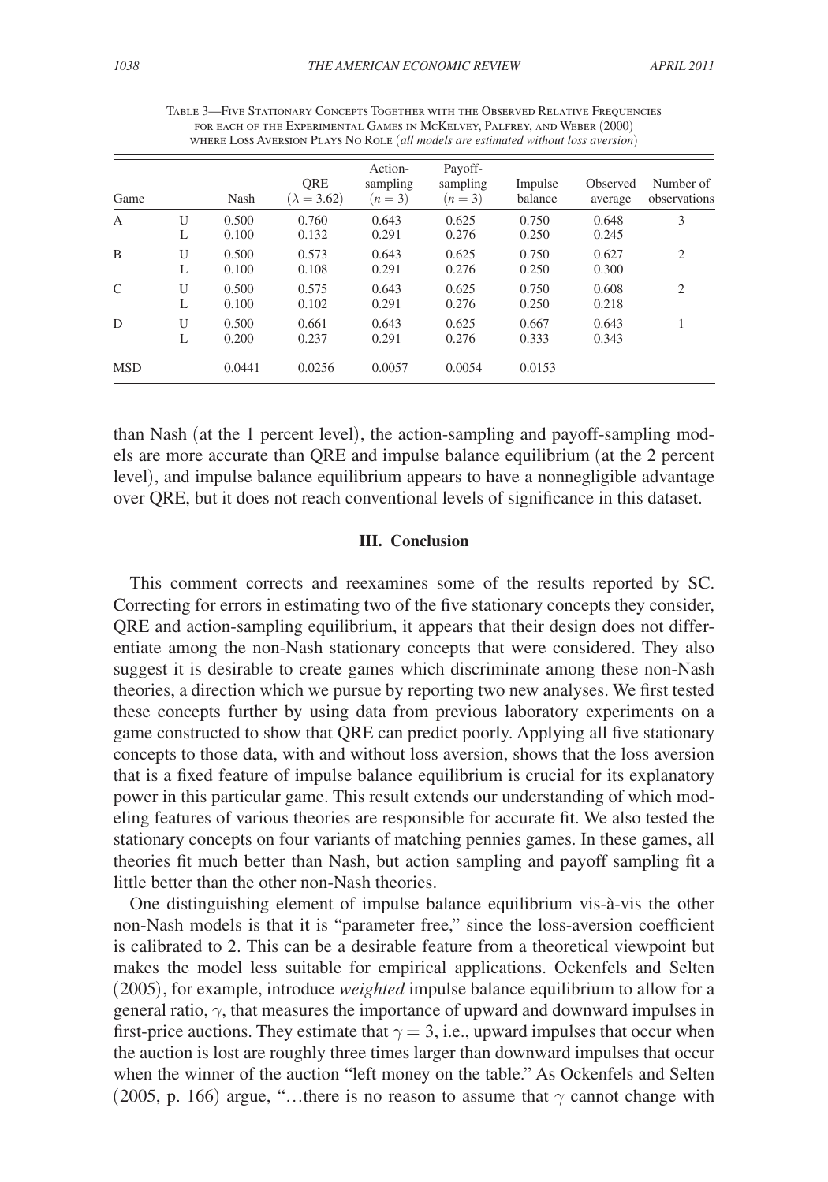Table 3—Five Stationary Concepts Together with the Observed Relative Frequencies for each of the Experimental Games in McKelvey, Palfrey, and Weber (2000) where Loss Aversion Plays No Role (*all models are estimated without loss aversion*)

| Game | | Nash | QRE ($\lambda = 3.62$) | Action-sampling ($n = 3$) | Payoff-sampling ($n = 3$) | Impulse balance | Observed average | Number of observations |
|---|---|---|---|---|---|---|---|---|
| A | U | 0.500 | 0.760 | 0.643 | 0.625 | 0.750 | 0.648 | 3 |
| | L | 0.100 | 0.132 | 0.291 | 0.276 | 0.250 | 0.245 | |
| B | U | 0.500 | 0.573 | 0.643 | 0.625 | 0.750 | 0.627 | 2 |
| | L | 0.100 | 0.108 | 0.291 | 0.276 | 0.250 | 0.300 | |
| C | U | 0.500 | 0.575 | 0.643 | 0.625 | 0.750 | 0.608 | 2 |
| | L | 0.100 | 0.102 | 0.291 | 0.276 | 0.250 | 0.218 | |
| D | U | 0.500 | 0.661 | 0.643 | 0.625 | 0.667 | 0.643 | 1 |
| | L | 0.200 | 0.237 | 0.291 | 0.276 | 0.333 | 0.343 | |
| MSD | | 0.0441 | 0.0256 | 0.0057 | 0.0054 | 0.0153 | | |

than Nash (at the 1 percent level), the action-sampling and payoff-sampling models are more accurate than QRE and impulse balance equilibrium (at the 2 percent level), and impulse balance equilibrium appears to have a nonnegligible advantage over QRE, but it does not reach conventional levels of significance in this dataset.

## III. Conclusion

This comment corrects and reexamines some of the results reported by SC. Correcting for errors in estimating two of the five stationary concepts they consider, QRE and action-sampling equilibrium, it appears that their design does not differentiate among the non-Nash stationary concepts that were considered. They also suggest it is desirable to create games which discriminate among these non-Nash theories, a direction which we pursue by reporting two new analyses. We first tested these concepts further by using data from previous laboratory experiments on a game constructed to show that QRE can predict poorly. Applying all five stationary concepts to those data, with and without loss aversion, shows that the loss aversion that is a fixed feature of impulse balance equilibrium is crucial for its explanatory power in this particular game. This result extends our understanding of which modeling features of various theories are responsible for accurate fit. We also tested the stationary concepts on four variants of matching pennies games. In these games, all theories fit much better than Nash, but action sampling and payoff sampling fit a little better than the other non-Nash theories.

One distinguishing element of impulse balance equilibrium vis-à-vis the other non-Nash models is that it is "parameter free," since the loss-aversion coefficient is calibrated to 2. This can be a desirable feature from a theoretical viewpoint but makes the model less suitable for empirical applications. Ockenfels and Selten (2005), for example, introduce *weighted* impulse balance equilibrium to allow for a general ratio, $\gamma$, that measures the importance of upward and downward impulses in first-price auctions. They estimate that $\gamma = 3$, i.e., upward impulses that occur when the auction is lost are roughly three times larger than downward impulses that occur when the winner of the auction "left money on the table." As Ockenfels and Selten (2005, p. 166) argue, "…there is no reason to assume that $\gamma$ cannot change with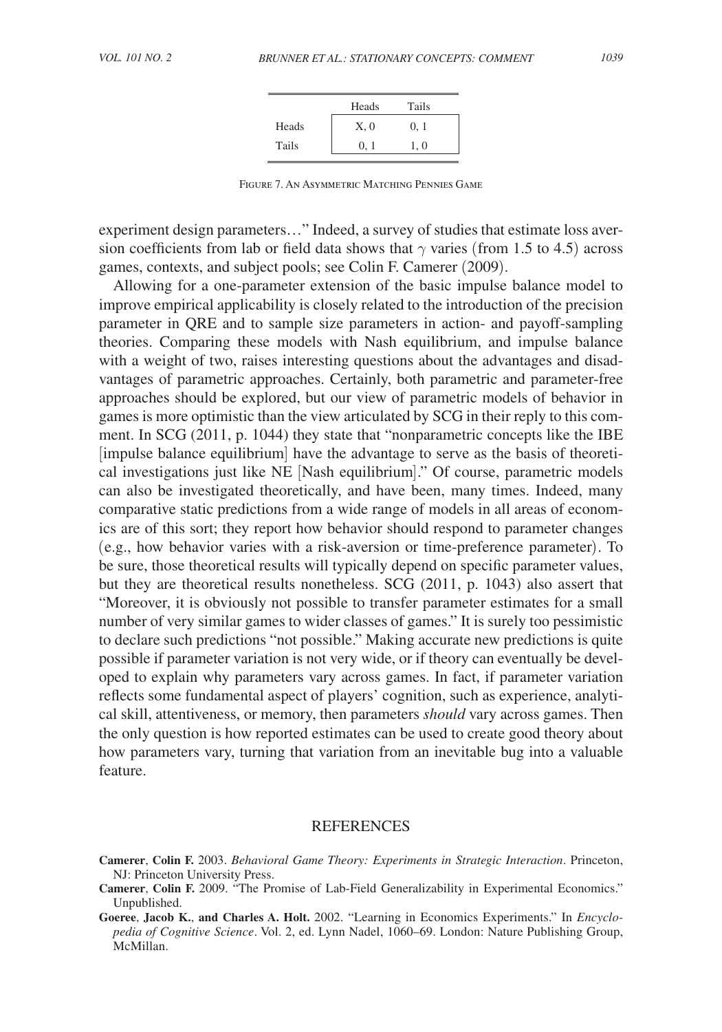| | Heads | Tails |
|---|---|---|
| Heads | X, 0 | 0, 1 |
| Tails | 0, 1 | 1, 0 |

Figure 7. An Asymmetric Matching Pennies Game

experiment design parameters…" Indeed, a survey of studies that estimate loss aversion coefficients from lab or field data shows that $\gamma$ varies (from 1.5 to 4.5) across games, contexts, and subject pools; see Colin F. Camerer (2009).

Allowing for a one-parameter extension of the basic impulse balance model to improve empirical applicability is closely related to the introduction of the precision parameter in QRE and to sample size parameters in action- and payoff-sampling theories. Comparing these models with Nash equilibrium, and impulse balance with a weight of two, raises interesting questions about the advantages and disadvantages of parametric approaches. Certainly, both parametric and parameter-free approaches should be explored, but our view of parametric models of behavior in games is more optimistic than the view articulated by SCG in their reply to this comment. In SCG (2011, p. 1044) they state that "nonparametric concepts like the IBE [impulse balance equilibrium] have the advantage to serve as the basis of theoretical investigations just like NE [Nash equilibrium]." Of course, parametric models can also be investigated theoretically, and have been, many times. Indeed, many comparative static predictions from a wide range of models in all areas of economics are of this sort; they report how behavior should respond to parameter changes (e.g., how behavior varies with a risk-aversion or time-preference parameter). To be sure, those theoretical results will typically depend on specific parameter values, but they are theoretical results nonetheless. SCG (2011, p. 1043) also assert that "Moreover, it is obviously not possible to transfer parameter estimates for a small number of very similar games to wider classes of games." It is surely too pessimistic to declare such predictions "not possible." Making accurate new predictions is quite possible if parameter variation is not very wide, or if theory can eventually be developed to explain why parameters vary across games. In fact, if parameter variation reflects some fundamental aspect of players' cognition, such as experience, analytical skill, attentiveness, or memory, then parameters *should* vary across games. Then the only question is how reported estimates can be used to create good theory about how parameters vary, turning that variation from an inevitable bug into a valuable feature.

## REFERENCES

**Camerer, Colin F.** 2003. *Behavioral Game Theory: Experiments in Strategic Interaction*. Princeton, NJ: Princeton University Press.

**Camerer, Colin F.** 2009. "The Promise of Lab-Field Generalizability in Experimental Economics." Unpublished.

**Goeree, Jacob K., and Charles A. Holt.** 2002. "Learning in Economics Experiments." In *Encyclopedia of Cognitive Science*. Vol. 2, ed. Lynn Nadel, 1060–69. London: Nature Publishing Group, McMillan.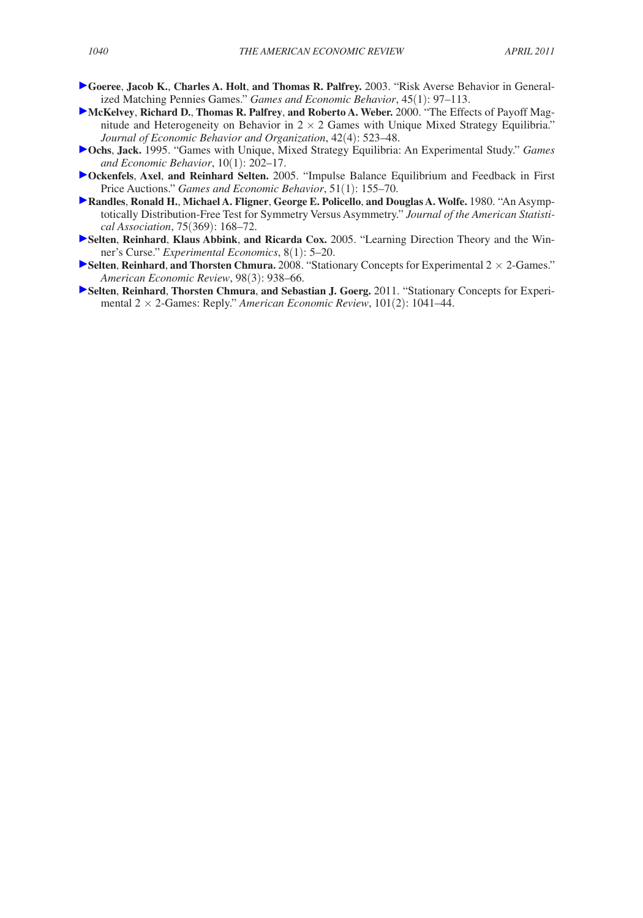**Goeree, Jacob K., Charles A. Holt, and Thomas R. Palfrey.** 2003. "Risk Averse Behavior in Generalized Matching Pennies Games." *Games and Economic Behavior*, 45(1): 97–113.

**McKelvey, Richard D., Thomas R. Palfrey, and Roberto A. Weber.** 2000. "The Effects of Payoff Magnitude and Heterogeneity on Behavior in $2 \times 2$ Games with Unique Mixed Strategy Equilibria." *Journal of Economic Behavior and Organization*, 42(4): 523–48.

**Ochs, Jack.** 1995. "Games with Unique, Mixed Strategy Equilibria: An Experimental Study." *Games and Economic Behavior*, 10(1): 202–17.

**Ockenfels, Axel, and Reinhard Selten.** 2005. "Impulse Balance Equilibrium and Feedback in First Price Auctions." *Games and Economic Behavior*, 51(1): 155–70.

**Randles, Ronald H., Michael A. Fligner, George E. Policello, and Douglas A. Wolfe.** 1980. "An Asymptotically Distribution-Free Test for Symmetry Versus Asymmetry." *Journal of the American Statistical Association*, 75(369): 168–72.

**Selten, Reinhard, Klaus Abbink, and Ricarda Cox.** 2005. "Learning Direction Theory and the Winner's Curse." *Experimental Economics*, 8(1): 5–20.

**Selten, Reinhard, and Thorsten Chmura.** 2008. "Stationary Concepts for Experimental $2 \times 2$-Games." *American Economic Review*, 98(3): 938–66.

**Selten, Reinhard, Thorsten Chmura, and Sebastian J. Goerg.** 2011. "Stationary Concepts for Experimental $2 \times 2$-Games: Reply." *American Economic Review*, 101(2): 1041–44.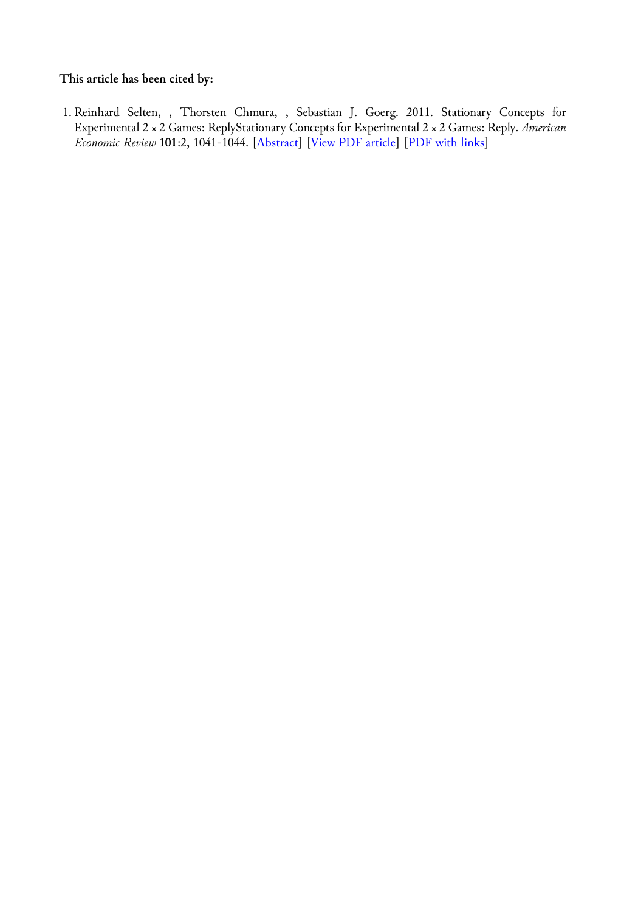**This article has been cited by:**

1. Reinhard Selten, , Thorsten Chmura, , Sebastian J. Goerg. 2011. Stationary Concepts for Experimental 2 × 2 Games: ReplyStationary Concepts for Experimental 2 × 2 Games: Reply. *American Economic Review* **101**:2, 1041-1044. [Abstract] [View PDF article] [PDF with links]